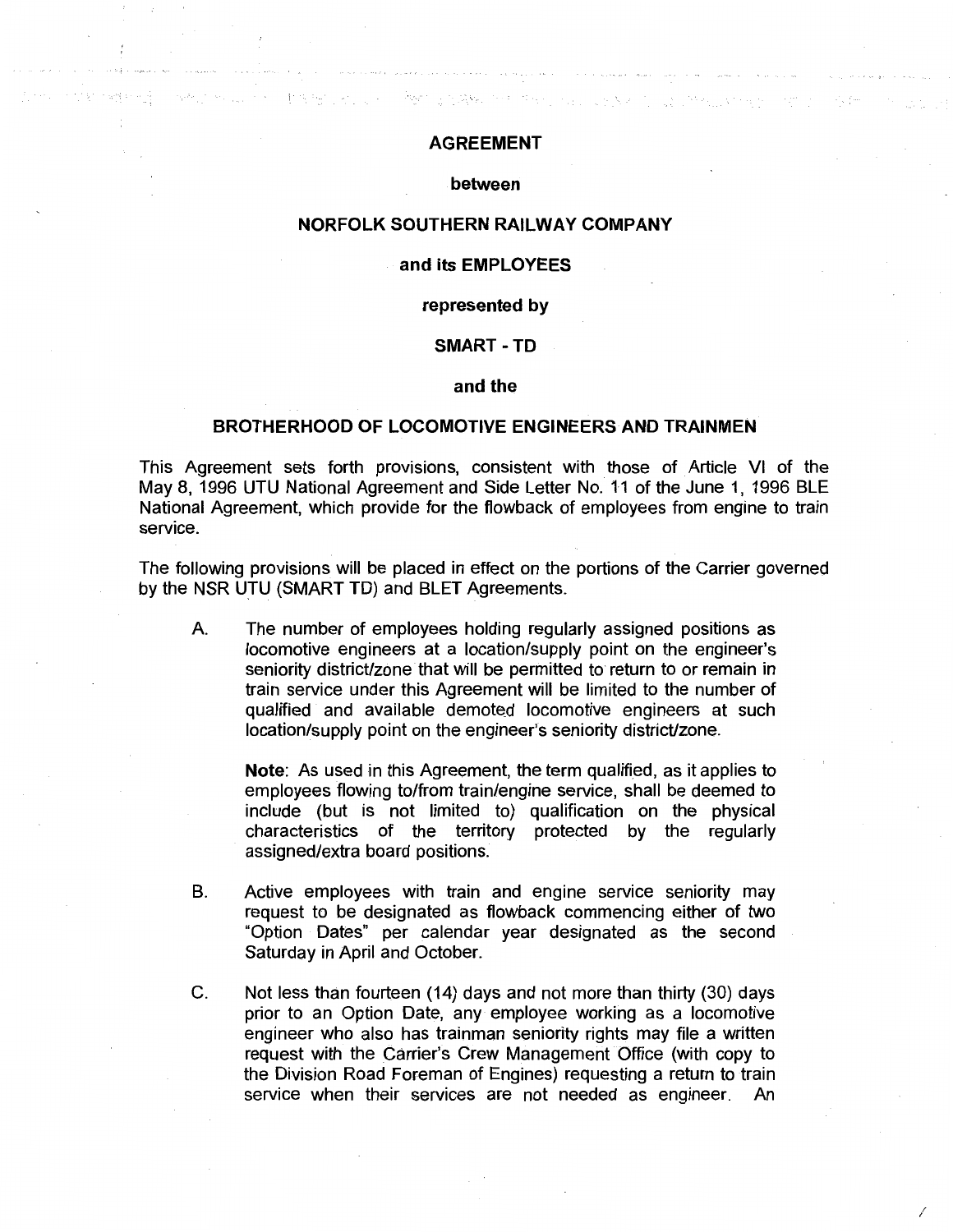# AGREEMENT

**between**

**NORFOLK SOUTHERN RAILWAY COMPANY**

**and its EMPLOYEES**

**represented by**

**SMART - TD**

**and the**

**BROTHERHOOD OF LOCOMOTIVE ENGINEERS AND TRAINMEN**

This Agreement sets forth provisions, consistent with those of Article VI of the May 8, 1996 UTU National Agreement and Side Letter No. 11 of the June 1, 1996 BLE National Agreement, which provide for the flowback of employees from engine to train service.

The following provisions will be placed in effect on the portions of the Carrier governed by the NSR UTU (SMART TD) and BLET Agreements.

A. The number of employees holding regularly assigned positions as locomotive engineers at a location/supply point on the engineer's seniority district/zone that will be permitted to return to or remain in train service under this Agreement will be limited to the number of qualified and available demoted locomotive engineers at such location/supply point on the engineer's seniority district/zone.

   **Note**: As used in this Agreement, the term qualified, as it applies to employees flowing to/from train/engine service, shall be deemed to include (but is not limited to) qualification on the physical characteristics of the territory protected by the regularly assigned/extra board positions.

B. Active employees with train and engine service seniority may request to be designated as flowback commencing either of two "Option Dates" per calendar year designated as the second Saturday in April and October.

C. Not less than fourteen (14) days and not more than thirty (30) days prior to an Option Date, any employee working as a locomotive engineer who also has trainman seniority rights may file a written request with the Carrier's Crew Management Office (with copy to the Division Road Foreman of Engines) requesting a return to train service when their services are not needed as engineer. An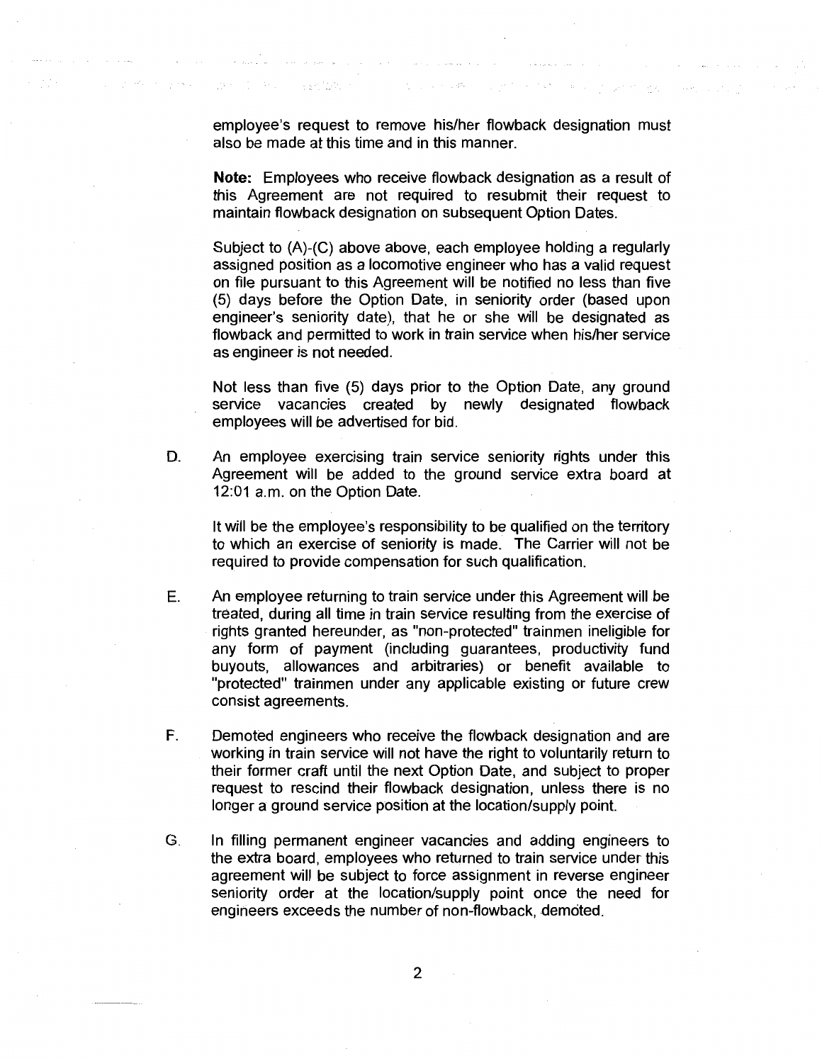employee's request to remove his/her flowback designation must also be made at this time and in this manner.

**Note:** Employees who receive flowback designation as a result of this Agreement are not required to resubmit their request to maintain flowback designation on subsequent Option Dates.

Subject to (A)-(C) above above, each employee holding a regularly assigned position as a locomotive engineer who has a valid request on file pursuant to this Agreement will be notified no less than five (5) days before the Option Date, in seniority order (based upon engineer's seniority date), that he or she will be designated as flowback and permitted to work in train service when his/her service as engineer is not needed.

Not less than five (5) days prior to the Option Date, any ground service vacancies created by newly designated flowback employees will be advertised for bid.

D. An employee exercising train service seniority rights under this Agreement will be added to the ground service extra board at 12:01 a.m. on the Option Date.

It will be the employee's responsibility to be qualified on the territory to which an exercise of seniority is made. The Carrier will not be required to provide compensation for such qualification.

E. An employee returning to train service under this Agreement will be treated, during all time in train service resulting from the exercise of rights granted hereunder, as "non-protected" trainmen ineligible for any form of payment (including guarantees, productivity fund buyouts, allowances and arbitraries) or benefit available to "protected" trainmen under any applicable existing or future crew consist agreements.

F. Demoted engineers who receive the flowback designation and are working in train service will not have the right to voluntarily return to their former craft until the next Option Date, and subject to proper request to rescind their flowback designation, unless there is no longer a ground service position at the location/supply point.

G. In filling permanent engineer vacancies and adding engineers to the extra board, employees who returned to train service under this agreement will be subject to force assignment in reverse engineer seniority order at the location/supply point once the need for engineers exceeds the number of non-flowback, demoted.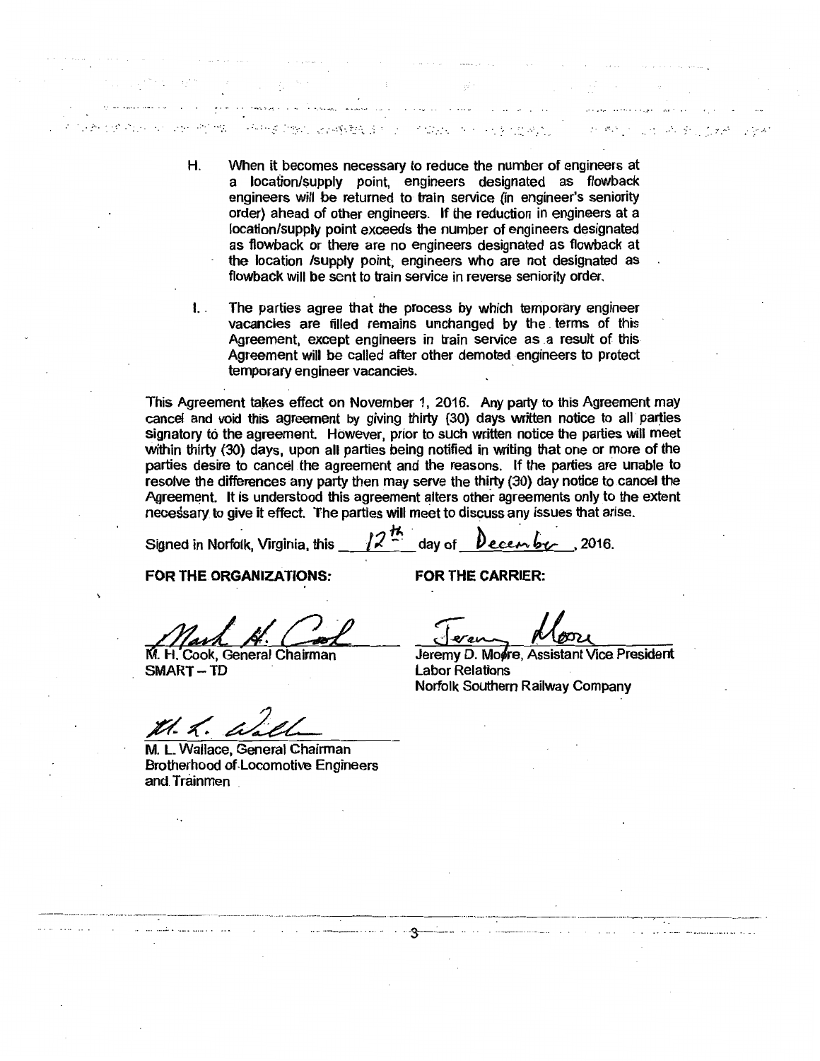H. When it becomes necessary to reduce the number of engineers at a location/supply point, engineers designated as flowback engineers will be returned to train service (in engineer's seniority order) ahead of other engineers. If the reduction in engineers at a location/supply point exceeds the number of engineers designated as flowback or there are no engineers designated as flowback at the location /supply point, engineers who are not designated as flowback will be sent to train service in reverse seniority order.

I. The parties agree that the process by which temporary engineer vacancies are filled remains unchanged by the terms of this Agreement, except engineers in train service as a result of this Agreement will be called after other demoted engineers to protect temporary engineer vacancies.

This Agreement takes effect on November 1, 2016. Any party to this Agreement may cancel and void this agreement by giving thirty (30) days written notice to all parties signatory to the agreement. However, prior to such written notice the parties will meet within thirty (30) days, upon all parties being notified in writing that one or more of the parties desire to cancel the agreement and the reasons. If the parties are unable to resolve the differences any party then may serve the thirty (30) day notice to cancel the Agreement. It is understood this agreement alters other agreements only to the extent necessary to give it effect. The parties will meet to discuss any issues that arise.

Signed in Norfolk, Virginia, this 12th day of December, 2016.

**FOR THE ORGANIZATIONS:**

M. H. Cook, General Chairman
SMART – TD

M. L. Wallace, General Chairman
Brotherhood of Locomotive Engineers and Trainmen

**FOR THE CARRIER:**

Jeremy D. Moore, Assistant Vice President
Labor Relations
Norfolk Southern Railway Company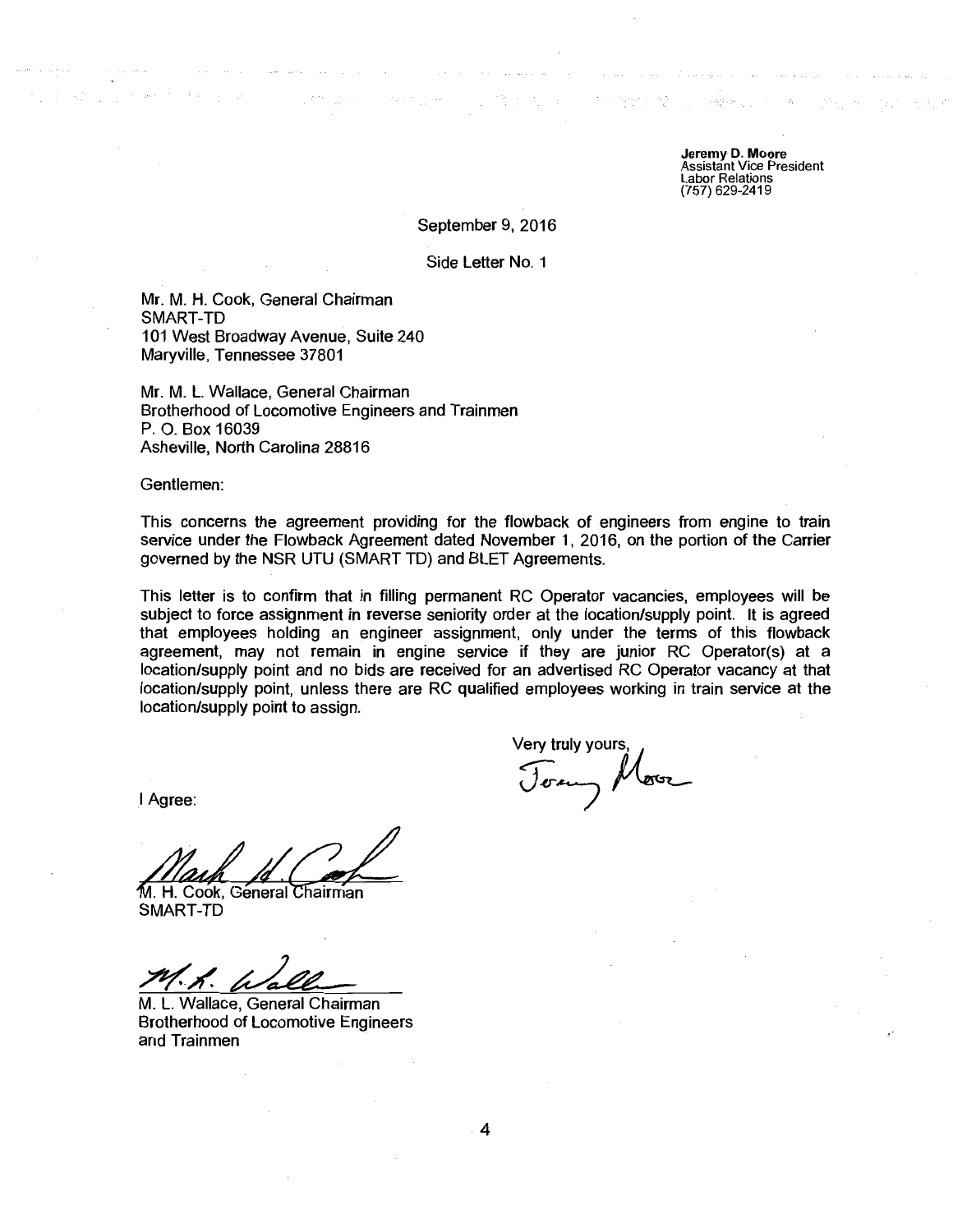**Jeremy D. Moore**
Assistant Vice President
Labor Relations
(757) 629-2419

September 9, 2016

Side Letter No. 1

Mr. M. H. Cook, General Chairman
SMART-TD
101 West Broadway Avenue, Suite 240
Maryville, Tennessee 37801

Mr. M. L. Wallace, General Chairman
Brotherhood of Locomotive Engineers and Trainmen
P. O. Box 16039
Asheville, North Carolina 28816

Gentlemen:

This concerns the agreement providing for the flowback of engineers from engine to train service under the Flowback Agreement dated November 1, 2016, on the portion of the Carrier governed by the NSR UTU (SMART TD) and BLET Agreements.

This letter is to confirm that in filling permanent RC Operator vacancies, employees will be subject to force assignment in reverse seniority order at the location/supply point. It is agreed that employees holding an engineer assignment, only under the terms of this flowback agreement, may not remain in engine service if they are junior RC Operator(s) at a location/supply point and no bids are received for an advertised RC Operator vacancy at that location/supply point, unless there are RC qualified employees working in train service at the location/supply point to assign.

Very truly yours,

I Agree:

M. H. Cook, General Chairman
SMART-TD

M. L. Wallace, General Chairman
Brotherhood of Locomotive Engineers and Trainmen